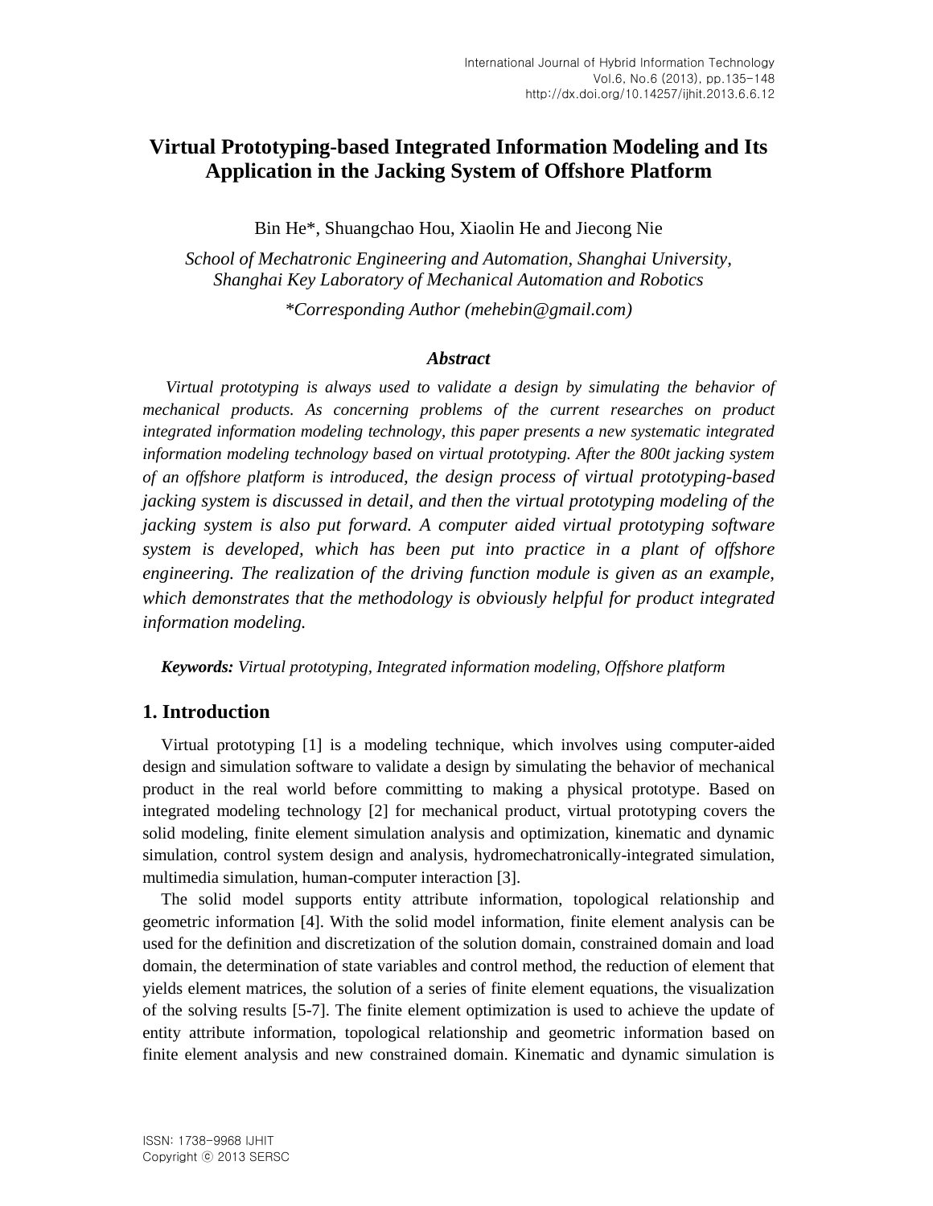# Virtual Prototyping-based Integrated Information Modeling and Its Application in the Jacking System of Offshore Platform

Bin He*, Shuangchao Hou, Xiaolin He and Jiecong Nie

*School of Mechatronic Engineering and Automation, Shanghai University, Shanghai Key Laboratory of Mechanical Automation and Robotics*

**Corresponding Author (mehebin@gmail.com)*

### *Abstract*

*Virtual prototyping is always used to validate a design by simulating the behavior of mechanical products. As concerning problems of the current researches on product integrated information modeling technology, this paper presents a new systematic integrated information modeling technology based on virtual prototyping. After the 800t jacking system of an offshore platform is introduced, the design process of virtual prototyping-based jacking system is discussed in detail, and then the virtual prototyping modeling of the jacking system is also put forward. A computer aided virtual prototyping software system is developed, which has been put into practice in a plant of offshore engineering. The realization of the driving function module is given as an example, which demonstrates that the methodology is obviously helpful for product integrated information modeling.*

***Keywords:*** *Virtual prototyping, Integrated information modeling, Offshore platform*

## 1. Introduction

Virtual prototyping [1] is a modeling technique, which involves using computer-aided design and simulation software to validate a design by simulating the behavior of mechanical product in the real world before committing to making a physical prototype. Based on integrated modeling technology [2] for mechanical product, virtual prototyping covers the solid modeling, finite element simulation analysis and optimization, kinematic and dynamic simulation, control system design and analysis, hydromechatronically-integrated simulation, multimedia simulation, human-computer interaction [3].

The solid model supports entity attribute information, topological relationship and geometric information [4]. With the solid model information, finite element analysis can be used for the definition and discretization of the solution domain, constrained domain and load domain, the determination of state variables and control method, the reduction of element that yields element matrices, the solution of a series of finite element equations, the visualization of the solving results [5-7]. The finite element optimization is used to achieve the update of entity attribute information, topological relationship and geometric information based on finite element analysis and new constrained domain. Kinematic and dynamic simulation is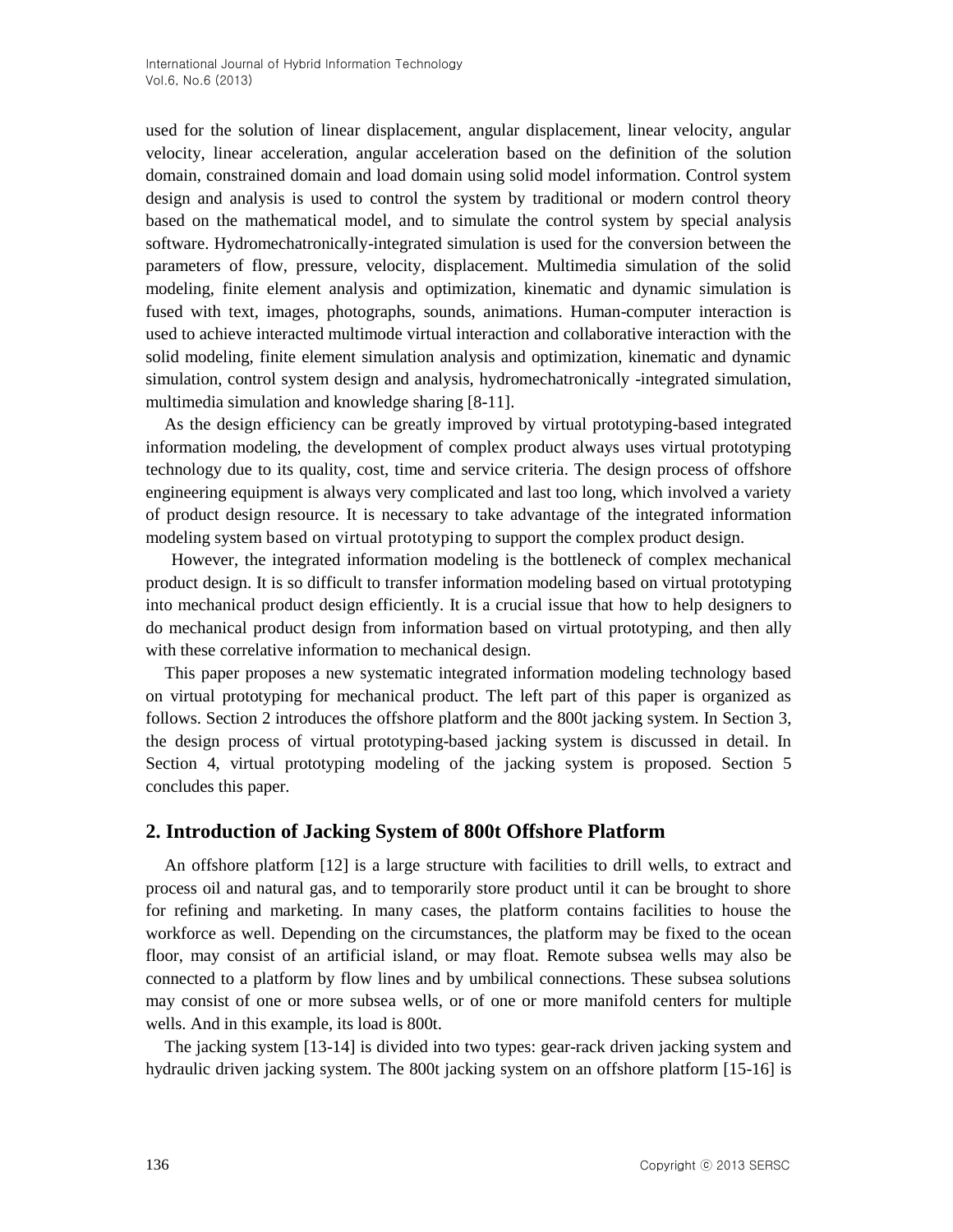used for the solution of linear displacement, angular displacement, linear velocity, angular velocity, linear acceleration, angular acceleration based on the definition of the solution domain, constrained domain and load domain using solid model information. Control system design and analysis is used to control the system by traditional or modern control theory based on the mathematical model, and to simulate the control system by special analysis software. Hydromechatronically-integrated simulation is used for the conversion between the parameters of flow, pressure, velocity, displacement. Multimedia simulation of the solid modeling, finite element analysis and optimization, kinematic and dynamic simulation is fused with text, images, photographs, sounds, animations. Human-computer interaction is used to achieve interacted multimode virtual interaction and collaborative interaction with the solid modeling, finite element simulation analysis and optimization, kinematic and dynamic simulation, control system design and analysis, hydromechatronically -integrated simulation, multimedia simulation and knowledge sharing [8-11].

As the design efficiency can be greatly improved by virtual prototyping-based integrated information modeling, the development of complex product always uses virtual prototyping technology due to its quality, cost, time and service criteria. The design process of offshore engineering equipment is always very complicated and last too long, which involved a variety of product design resource. It is necessary to take advantage of the integrated information modeling system based on virtual prototyping to support the complex product design.

However, the integrated information modeling is the bottleneck of complex mechanical product design. It is so difficult to transfer information modeling based on virtual prototyping into mechanical product design efficiently. It is a crucial issue that how to help designers to do mechanical product design from information based on virtual prototyping, and then ally with these correlative information to mechanical design.

This paper proposes a new systematic integrated information modeling technology based on virtual prototyping for mechanical product. The left part of this paper is organized as follows. Section 2 introduces the offshore platform and the 800t jacking system. In Section 3, the design process of virtual prototyping-based jacking system is discussed in detail. In Section 4, virtual prototyping modeling of the jacking system is proposed. Section 5 concludes this paper.

## 2. Introduction of Jacking System of 800t Offshore Platform

An offshore platform [12] is a large structure with facilities to drill wells, to extract and process oil and natural gas, and to temporarily store product until it can be brought to shore for refining and marketing. In many cases, the platform contains facilities to house the workforce as well. Depending on the circumstances, the platform may be fixed to the ocean floor, may consist of an artificial island, or may float. Remote subsea wells may also be connected to a platform by flow lines and by umbilical connections. These subsea solutions may consist of one or more subsea wells, or of one or more manifold centers for multiple wells. And in this example, its load is 800t.

The jacking system [13-14] is divided into two types: gear-rack driven jacking system and hydraulic driven jacking system. The 800t jacking system on an offshore platform [15-16] is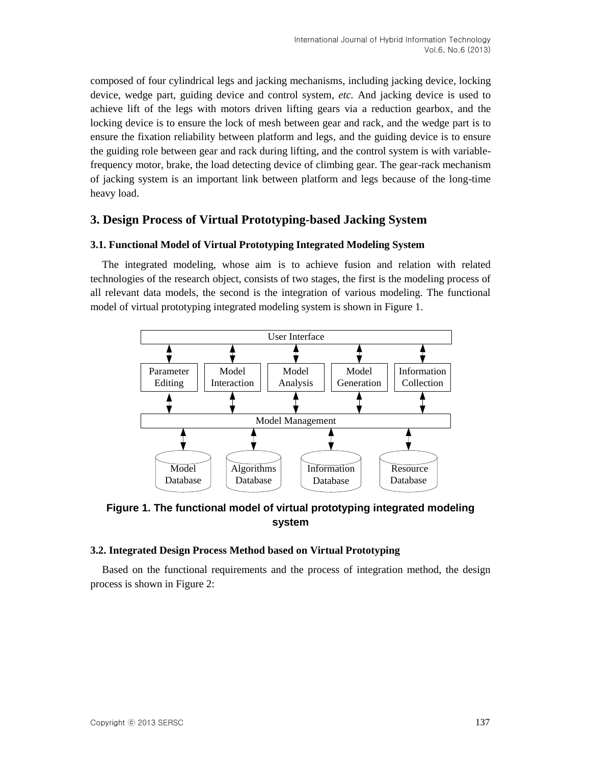composed of four cylindrical legs and jacking mechanisms, including jacking device, locking device, wedge part, guiding device and control system, *etc.* And jacking device is used to achieve lift of the legs with motors driven lifting gears via a reduction gearbox, and the locking device is to ensure the lock of mesh between gear and rack, and the wedge part is to ensure the fixation reliability between platform and legs, and the guiding device is to ensure the guiding role between gear and rack during lifting, and the control system is with variable-frequency motor, brake, the load detecting device of climbing gear. The gear-rack mechanism of jacking system is an important link between platform and legs because of the long-time heavy load.

## 3. Design Process of Virtual Prototyping-based Jacking System

### 3.1. Functional Model of Virtual Prototyping Integrated Modeling System

The integrated modeling, whose aim is to achieve fusion and relation with related technologies of the research object, consists of two stages, the first is the modeling process of all relevant data models, the second is the integration of various modeling. The functional model of virtual prototyping integrated modeling system is shown in Figure 1.

User Interface

Parameter Editing | Model Interaction | Model Analysis | Model Generation | Information Collection

Model Management

Model Database | Algorithms Database | Information Database | Resource Database

**Figure 1. The functional model of virtual prototyping integrated modeling system**

### 3.2. Integrated Design Process Method based on Virtual Prototyping

Based on the functional requirements and the process of integration method, the design process is shown in Figure 2: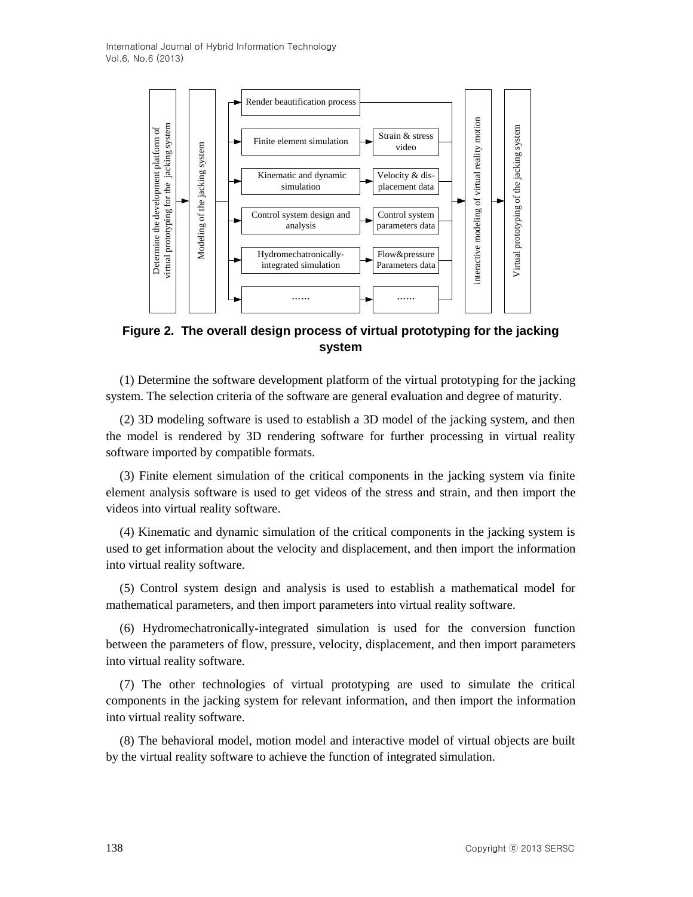**Figure 2. The overall design process of virtual prototyping for the jacking system**

(1) Determine the software development platform of the virtual prototyping for the jacking system. The selection criteria of the software are general evaluation and degree of maturity.

(2) 3D modeling software is used to establish a 3D model of the jacking system, and then the model is rendered by 3D rendering software for further processing in virtual reality software imported by compatible formats.

(3) Finite element simulation of the critical components in the jacking system via finite element analysis software is used to get videos of the stress and strain, and then import the videos into virtual reality software.

(4) Kinematic and dynamic simulation of the critical components in the jacking system is used to get information about the velocity and displacement, and then import the information into virtual reality software.

(5) Control system design and analysis is used to establish a mathematical model for mathematical parameters, and then import parameters into virtual reality software.

(6) Hydromechatronically-integrated simulation is used for the conversion function between the parameters of flow, pressure, velocity, displacement, and then import parameters into virtual reality software.

(7) The other technologies of virtual prototyping are used to simulate the critical components in the jacking system for relevant information, and then import the information into virtual reality software.

(8) The behavioral model, motion model and interactive model of virtual objects are built by the virtual reality software to achieve the function of integrated simulation.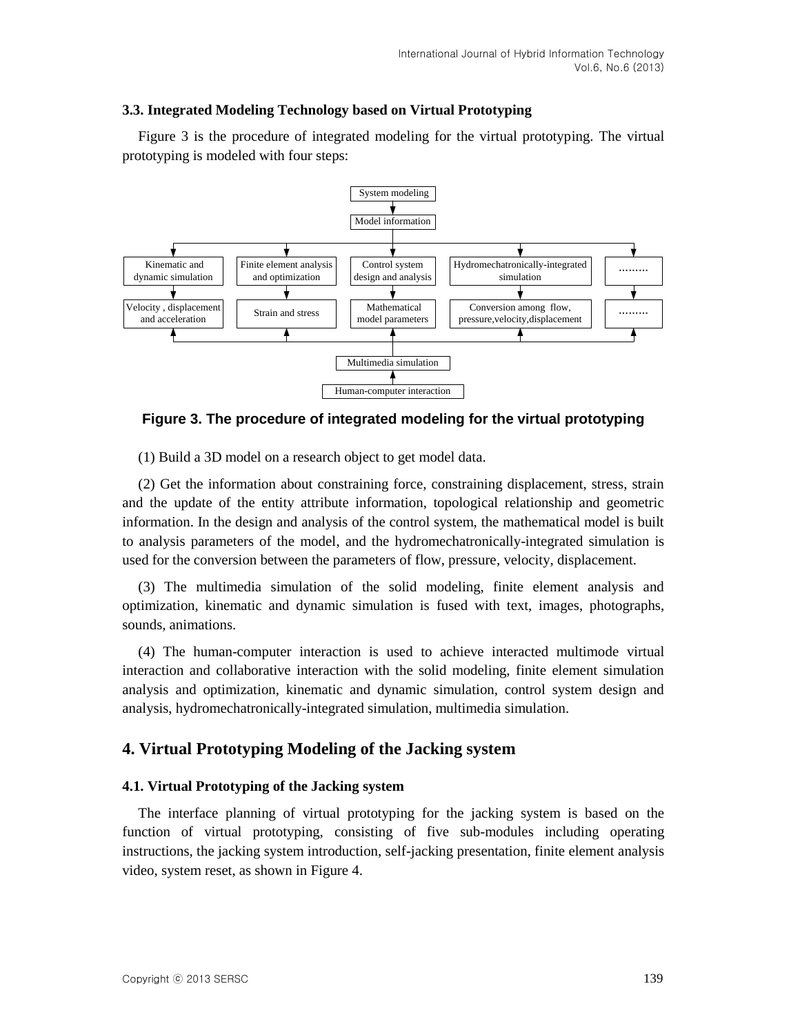### 3.3. Integrated Modeling Technology based on Virtual Prototyping

Figure 3 is the procedure of integrated modeling for the virtual prototyping. The virtual prototyping is modeled with four steps:

**Figure 3. The procedure of integrated modeling for the virtual prototyping**

(1) Build a 3D model on a research object to get model data.

(2) Get the information about constraining force, constraining displacement, stress, strain and the update of the entity attribute information, topological relationship and geometric information. In the design and analysis of the control system, the mathematical model is built to analysis parameters of the model, and the hydromechatronically-integrated simulation is used for the conversion between the parameters of flow, pressure, velocity, displacement.

(3) The multimedia simulation of the solid modeling, finite element analysis and optimization, kinematic and dynamic simulation is fused with text, images, photographs, sounds, animations.

(4) The human-computer interaction is used to achieve interacted multimode virtual interaction and collaborative interaction with the solid modeling, finite element simulation analysis and optimization, kinematic and dynamic simulation, control system design and analysis, hydromechatronically-integrated simulation, multimedia simulation.

## 4. Virtual Prototyping Modeling of the Jacking system

### 4.1. Virtual Prototyping of the Jacking system

The interface planning of virtual prototyping for the jacking system is based on the function of virtual prototyping, consisting of five sub-modules including operating instructions, the jacking system introduction, self-jacking presentation, finite element analysis video, system reset, as shown in Figure 4.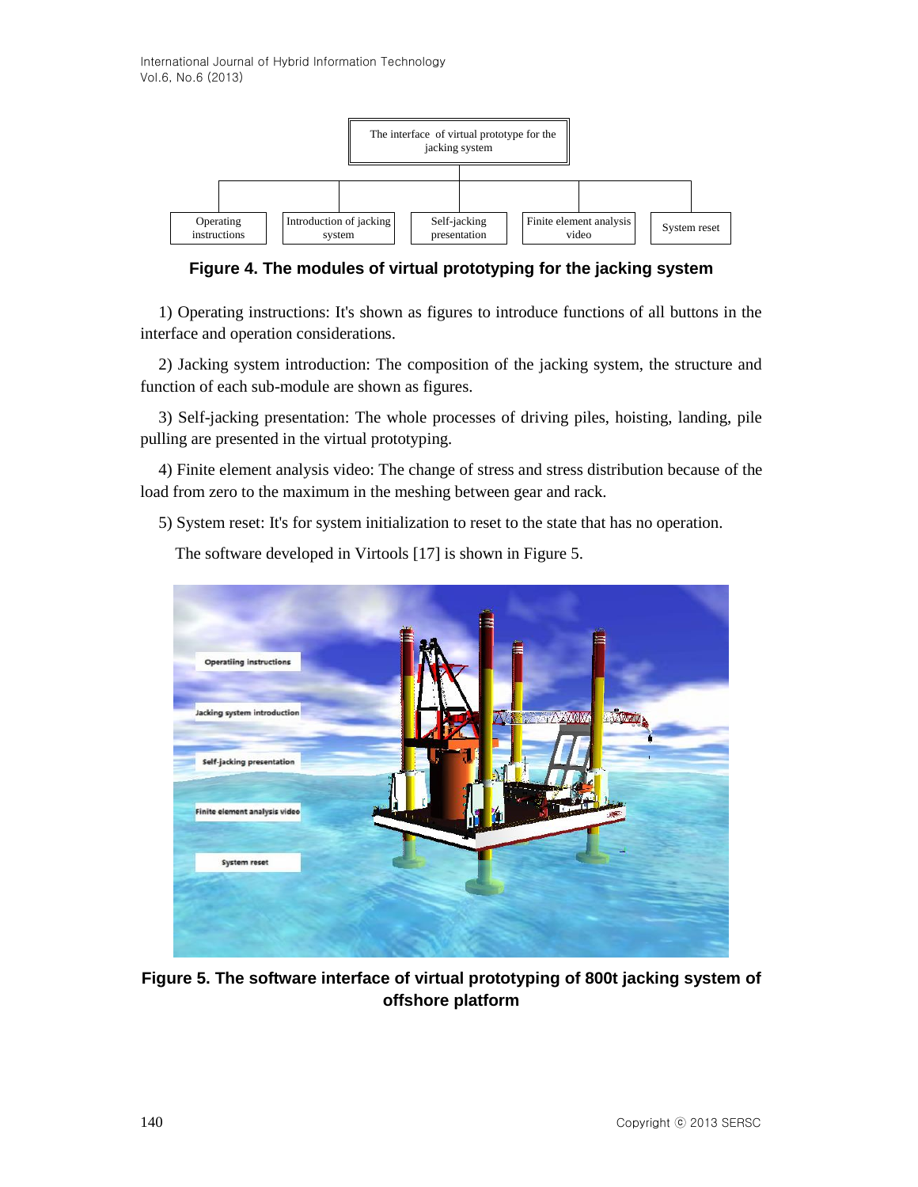**Figure 4. The modules of virtual prototyping for the jacking system**

1) Operating instructions: It's shown as figures to introduce functions of all buttons in the interface and operation considerations.

2) Jacking system introduction: The composition of the jacking system, the structure and function of each sub-module are shown as figures.

3) Self-jacking presentation: The whole processes of driving piles, hoisting, landing, pile pulling are presented in the virtual prototyping.

4) Finite element analysis video: The change of stress and stress distribution because of the load from zero to the maximum in the meshing between gear and rack.

5) System reset: It's for system initialization to reset to the state that has no operation.

The software developed in Virtools [17] is shown in Figure 5.

**Figure 5. The software interface of virtual prototyping of 800t jacking system of offshore platform**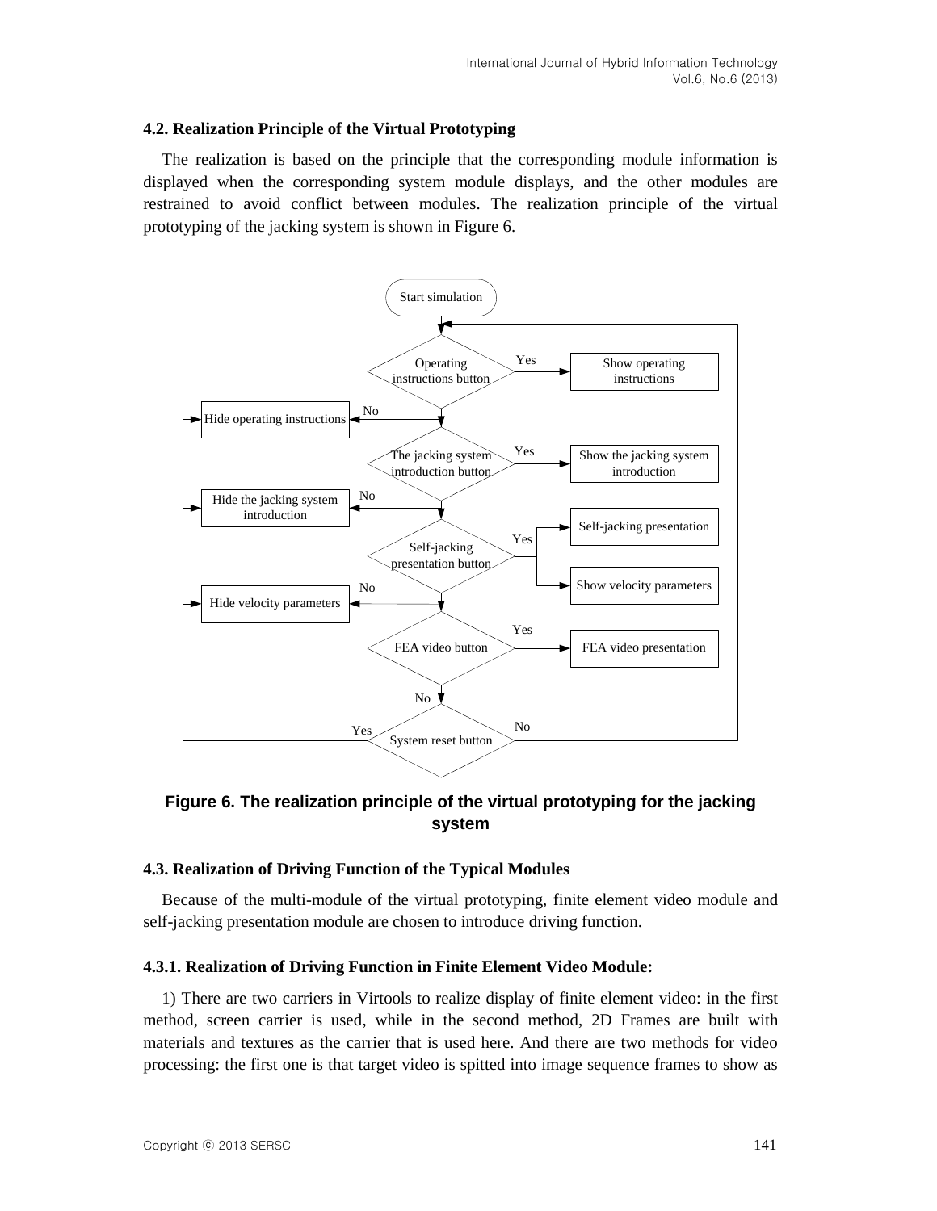### 4.2. Realization Principle of the Virtual Prototyping

The realization is based on the principle that the corresponding module information is displayed when the corresponding system module displays, and the other modules are restrained to avoid conflict between modules. The realization principle of the virtual prototyping of the jacking system is shown in Figure 6.

**Figure 6. The realization principle of the virtual prototyping for the jacking system**

### 4.3. Realization of Driving Function of the Typical Modules

Because of the multi-module of the virtual prototyping, finite element video module and self-jacking presentation module are chosen to introduce driving function.

#### 4.3.1. Realization of Driving Function in Finite Element Video Module:

1) There are two carriers in Virtools to realize display of finite element video: in the first method, screen carrier is used, while in the second method, 2D Frames are built with materials and textures as the carrier that is used here. And there are two methods for video processing: the first one is that target video is spitted into image sequence frames to show as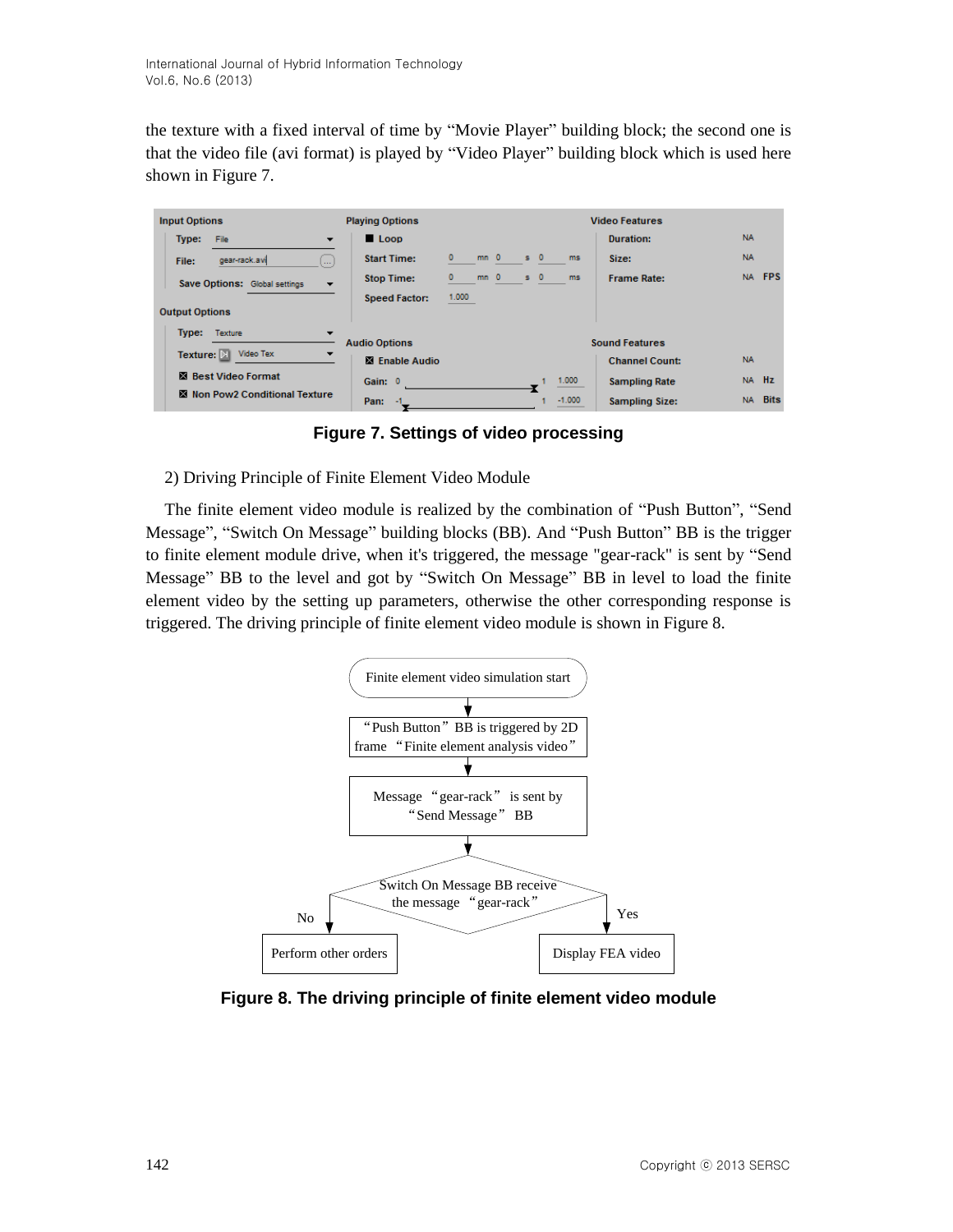the texture with a fixed interval of time by “Movie Player” building block; the second one is that the video file (avi format) is played by “Video Player” building block which is used here shown in Figure 7.

**Figure 7. Settings of video processing**

2) Driving Principle of Finite Element Video Module

The finite element video module is realized by the combination of “Push Button”, “Send Message”, “Switch On Message” building blocks (BB). And “Push Button” BB is the trigger to finite element module drive, when it's triggered, the message "gear-rack" is sent by “Send Message” BB to the level and got by “Switch On Message” BB in level to load the finite element video by the setting up parameters, otherwise the other corresponding response is triggered. The driving principle of finite element video module is shown in Figure 8.

**Figure 8. The driving principle of finite element video module**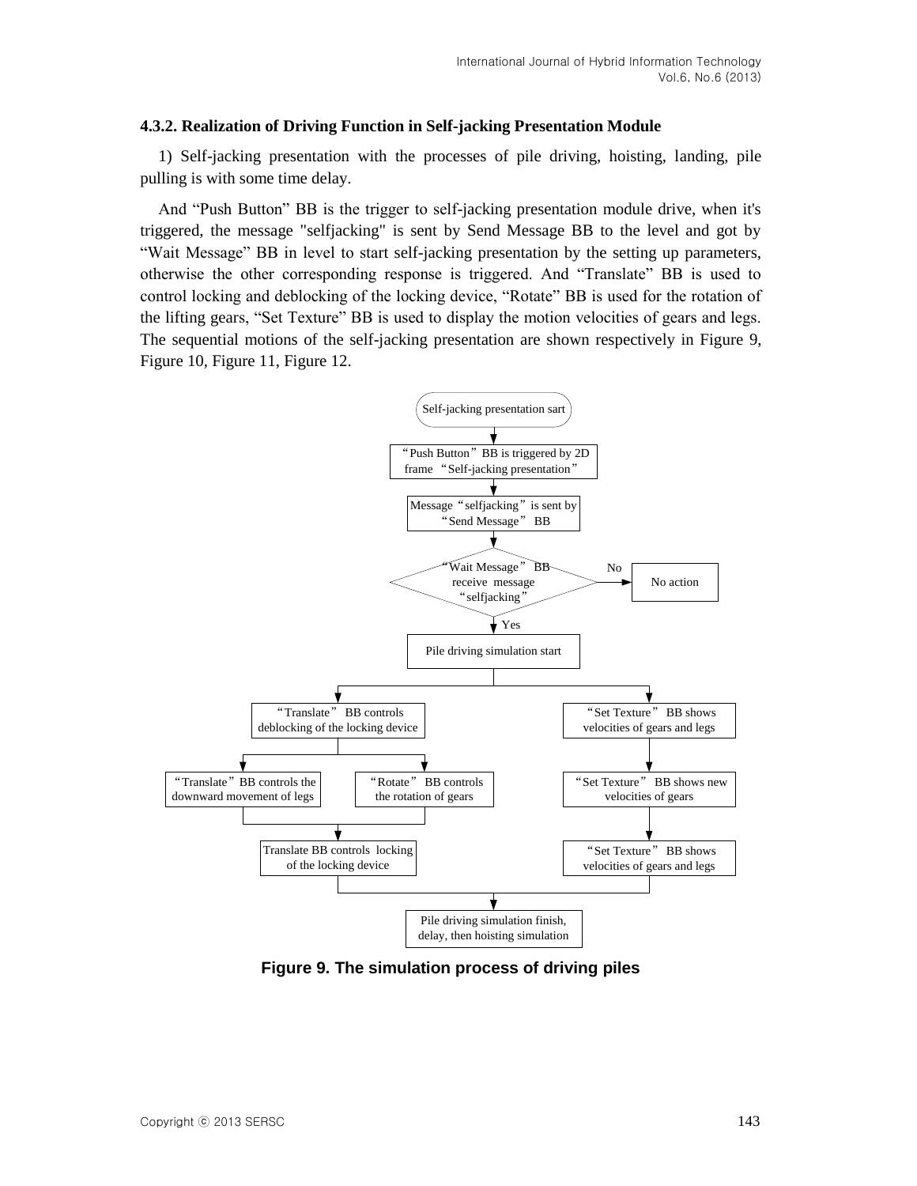### 4.3.2. Realization of Driving Function in Self-jacking Presentation Module

1) Self-jacking presentation with the processes of pile driving, hoisting, landing, pile pulling is with some time delay.

And "Push Button" BB is the trigger to self-jacking presentation module drive, when it's triggered, the message "selfjacking" is sent by Send Message BB to the level and got by "Wait Message" BB in level to start self-jacking presentation by the setting up parameters, otherwise the other corresponding response is triggered. And "Translate" BB is used to control locking and deblocking of the locking device, "Rotate" BB is used for the rotation of the lifting gears, "Set Texture" BB is used to display the motion velocities of gears and legs. The sequential motions of the self-jacking presentation are shown respectively in Figure 9, Figure 10, Figure 11, Figure 12.

**Figure 9. The simulation process of driving piles**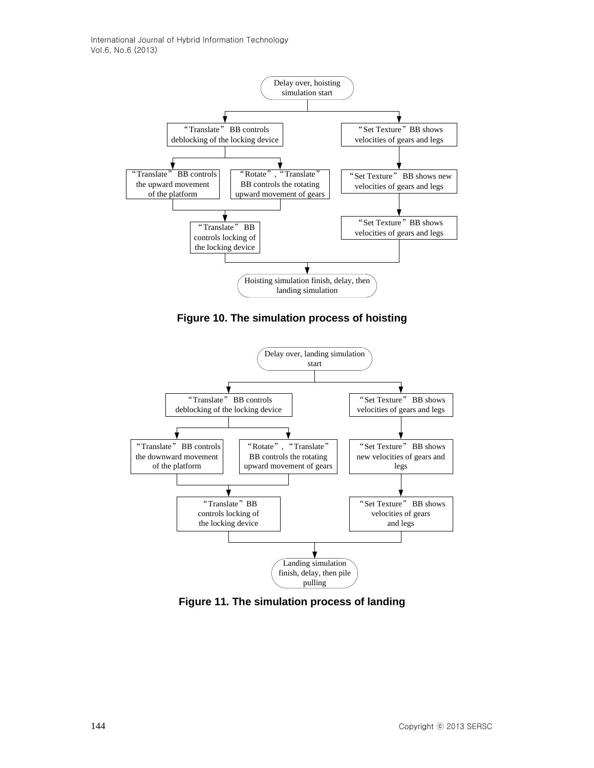```
                    Delay over, hoisting
                    simulation start
                           |
          +----------------+----------------+
          v                                 v
"Translate" BB controls              "Set Texture" BB shows
deblocking of the locking device     velocities of gears and legs
          |                                 |
     +----+-----------+                     v
     v                v              "Set Texture" BB shows new
"Translate" BB   "Rotate","Translate"  velocities of gears and legs
controls the     BB controls the            |
upward movement  rotating upward            v
of the platform  movement of gears   "Set Texture" BB shows
     |                |              velocities of gears and legs
     +-------+--------+                     |
             v                              |
"Translate" BB controls locking             |
of the locking device                       |
             |                              |
             +--------------+---------------+
                            v
          Hoisting simulation finish, delay, then
                   landing simulation
```

**Figure 10. The simulation process of hoisting**

```
                 Delay over, landing simulation
                           start
                             |
          +------------------+-----------------+
          v                                    v
"Translate" BB controls                 "Set Texture" BB shows
deblocking of the locking device        velocities of gears and legs
          |                                    |
     +----+------------+                       v
     v                 v                "Set Texture" BB shows
"Translate" BB    "Rotate","Translate"  new velocities of gears and
controls the      BB controls the       legs
downward movement rotating upward              |
of the platform   movement of gears            v
     |                 |                "Set Texture" BB shows
     +-------+---------+                velocities of gears
             v                          and legs
"Translate" BB controls locking                |
of the locking device                          |
             |                                 |
             +---------------+-----------------+
                             v
                 Landing simulation finish,
                   delay, then pile pulling
```

**Figure 11. The simulation process of landing**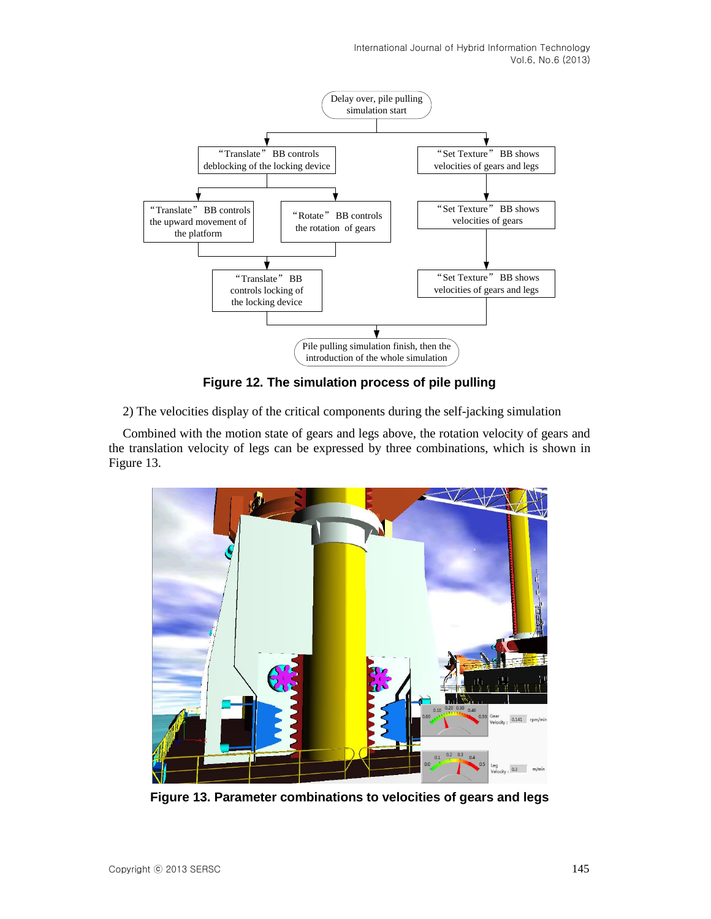Figure 12. The simulation process of pile pulling

2) The velocities display of the critical components during the self-jacking simulation

Combined with the motion state of gears and legs above, the rotation velocity of gears and the translation velocity of legs can be expressed by three combinations, which is shown in Figure 13.

Figure 13. Parameter combinations to velocities of gears and legs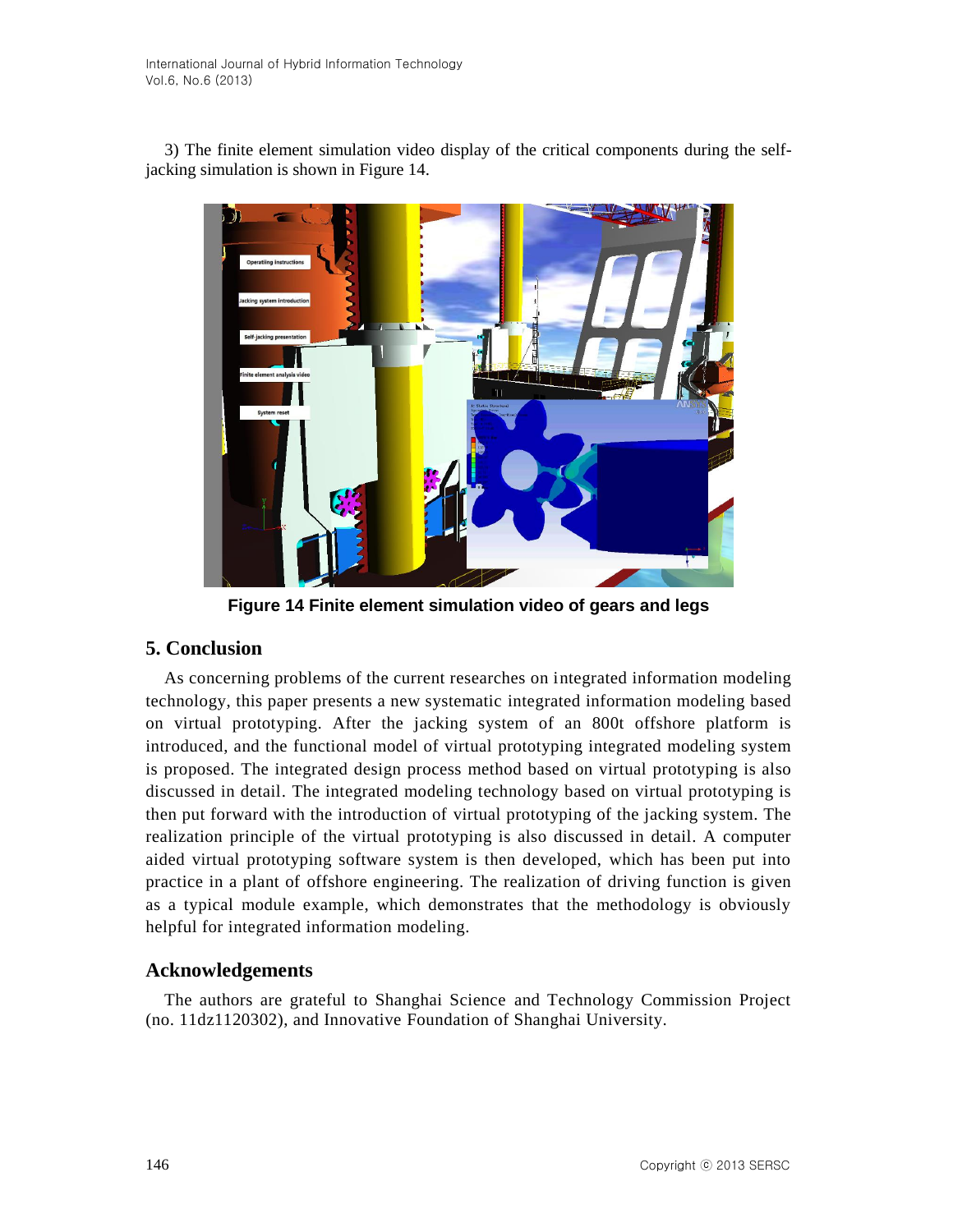3) The finite element simulation video display of the critical components during the self-jacking simulation is shown in Figure 14.

**Figure 14 Finite element simulation video of gears and legs**

## 5. Conclusion

As concerning problems of the current researches on integrated information modeling technology, this paper presents a new systematic integrated information modeling based on virtual prototyping. After the jacking system of an 800t offshore platform is introduced, and the functional model of virtual prototyping integrated modeling system is proposed. The integrated design process method based on virtual prototyping is also discussed in detail. The integrated modeling technology based on virtual prototyping is then put forward with the introduction of virtual prototyping of the jacking system. The realization principle of the virtual prototyping is also discussed in detail. A computer aided virtual prototyping software system is then developed, which has been put into practice in a plant of offshore engineering. The realization of driving function is given as a typical module example, which demonstrates that the methodology is obviously helpful for integrated information modeling.

## Acknowledgements

The authors are grateful to Shanghai Science and Technology Commission Project (no. 11dz1120302), and Innovative Foundation of Shanghai University.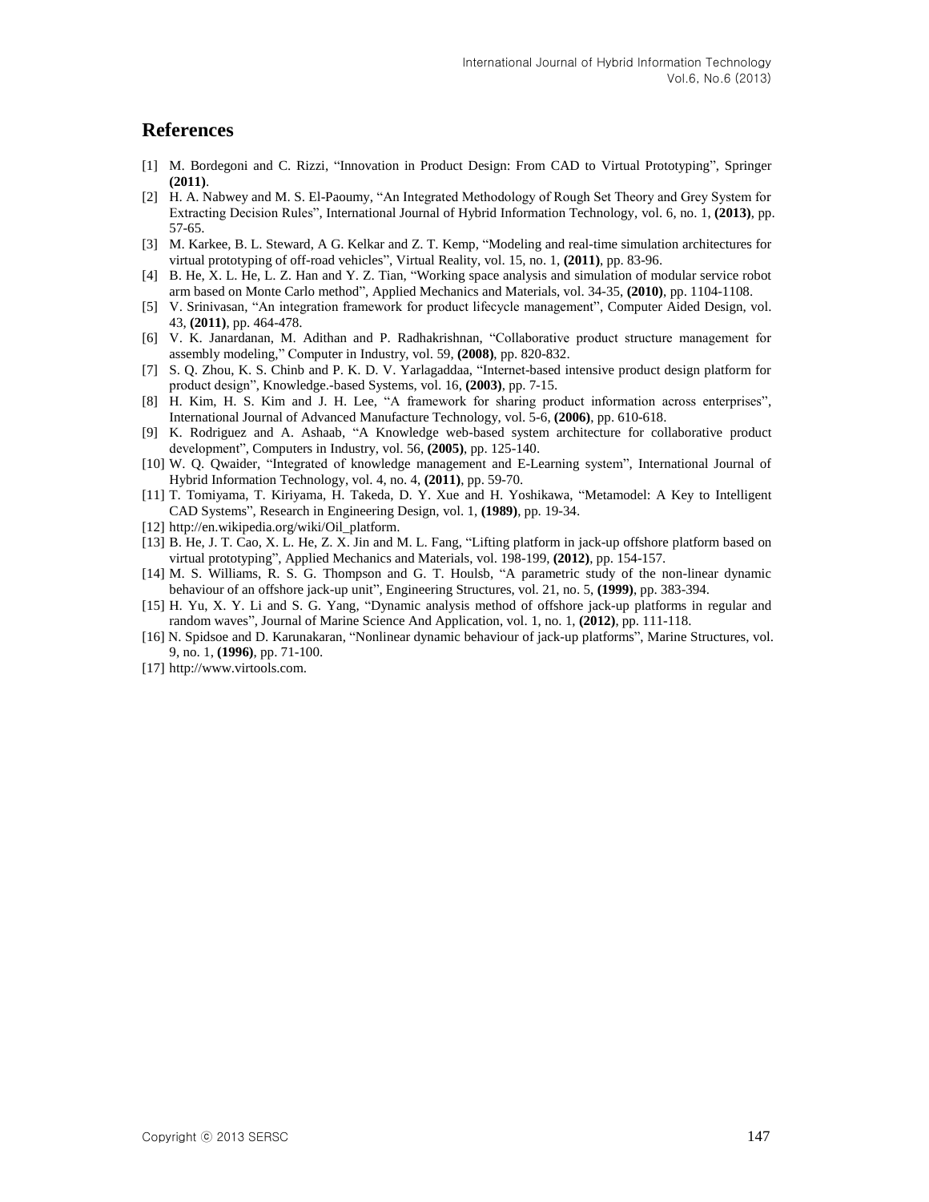## References

[1] M. Bordegoni and C. Rizzi, "Innovation in Product Design: From CAD to Virtual Prototyping", Springer **(2011)**.

[2] H. A. Nabwey and M. S. El-Paoumy, "An Integrated Methodology of Rough Set Theory and Grey System for Extracting Decision Rules", International Journal of Hybrid Information Technology, vol. 6, no. 1, **(2013)**, pp. 57-65.

[3] M. Karkee, B. L. Steward, A G. Kelkar and Z. T. Kemp, "Modeling and real-time simulation architectures for virtual prototyping of off-road vehicles", Virtual Reality, vol. 15, no. 1, **(2011)**, pp. 83-96.

[4] B. He, X. L. He, L. Z. Han and Y. Z. Tian, "Working space analysis and simulation of modular service robot arm based on Monte Carlo method", Applied Mechanics and Materials, vol. 34-35, **(2010)**, pp. 1104-1108.

[5] V. Srinivasan, "An integration framework for product lifecycle management", Computer Aided Design, vol. 43, **(2011)**, pp. 464-478.

[6] V. K. Janardanan, M. Adithan and P. Radhakrishnan, "Collaborative product structure management for assembly modeling," Computer in Industry, vol. 59, **(2008)**, pp. 820-832.

[7] S. Q. Zhou, K. S. Chinb and P. K. D. V. Yarlagaddaa, "Internet-based intensive product design platform for product design", Knowledge.-based Systems, vol. 16, **(2003)**, pp. 7-15.

[8] H. Kim, H. S. Kim and J. H. Lee, "A framework for sharing product information across enterprises", International Journal of Advanced Manufacture Technology, vol. 5-6, **(2006)**, pp. 610-618.

[9] K. Rodriguez and A. Ashaab, "A Knowledge web-based system architecture for collaborative product development", Computers in Industry, vol. 56, **(2005)**, pp. 125-140.

[10] W. Q. Qwaider, "Integrated of knowledge management and E-Learning system", International Journal of Hybrid Information Technology, vol. 4, no. 4, **(2011)**, pp. 59-70.

[11] T. Tomiyama, T. Kiriyama, H. Takeda, D. Y. Xue and H. Yoshikawa, "Metamodel: A Key to Intelligent CAD Systems", Research in Engineering Design, vol. 1, **(1989)**, pp. 19-34.

[12] http://en.wikipedia.org/wiki/Oil_platform.

[13] B. He, J. T. Cao, X. L. He, Z. X. Jin and M. L. Fang, "Lifting platform in jack-up offshore platform based on virtual prototyping", Applied Mechanics and Materials, vol. 198-199, **(2012)**, pp. 154-157.

[14] M. S. Williams, R. S. G. Thompson and G. T. Houlsb, "A parametric study of the non-linear dynamic behaviour of an offshore jack-up unit", Engineering Structures, vol. 21, no. 5, **(1999)**, pp. 383-394.

[15] H. Yu, X. Y. Li and S. G. Yang, "Dynamic analysis method of offshore jack-up platforms in regular and random waves", Journal of Marine Science And Application, vol. 1, no. 1, **(2012)**, pp. 111-118.

[16] N. Spidsoe and D. Karunakaran, "Nonlinear dynamic behaviour of jack-up platforms", Marine Structures, vol. 9, no. 1, **(1996)**, pp. 71-100.

[17] http://www.virtools.com.